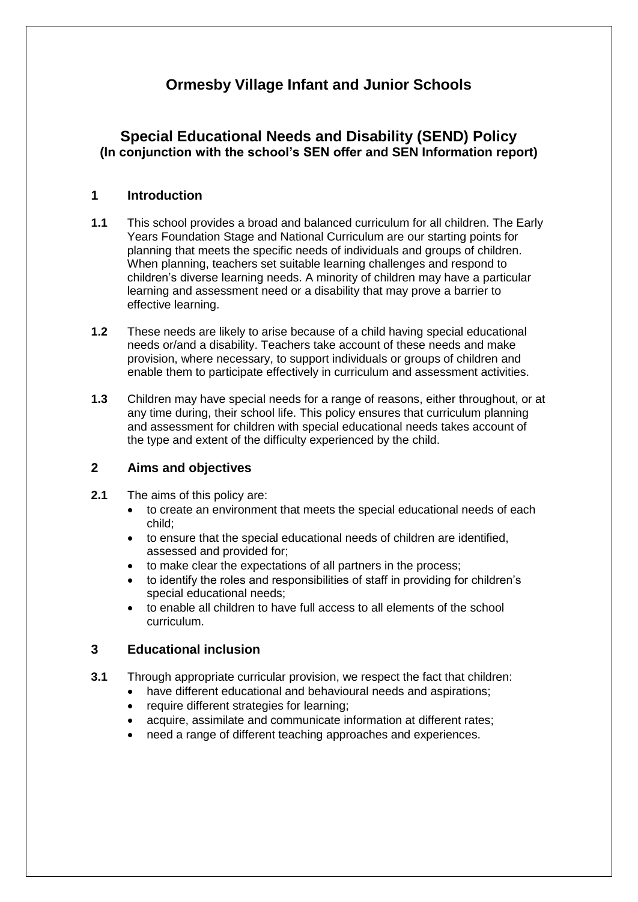# Ormesby Village Infant and Junior Schools

## Special Educational Needs and Disability (SEND) Policy
**(In conjunction with the school's SEN offer and SEN Information report)**

### 1 Introduction

**1.1** This school provides a broad and balanced curriculum for all children. The Early Years Foundation Stage and National Curriculum are our starting points for planning that meets the specific needs of individuals and groups of children. When planning, teachers set suitable learning challenges and respond to children's diverse learning needs. A minority of children may have a particular learning and assessment need or a disability that may prove a barrier to effective learning.

**1.2** These needs are likely to arise because of a child having special educational needs or/and a disability. Teachers take account of these needs and make provision, where necessary, to support individuals or groups of children and enable them to participate effectively in curriculum and assessment activities.

**1.3** Children may have special needs for a range of reasons, either throughout, or at any time during, their school life. This policy ensures that curriculum planning and assessment for children with special educational needs takes account of the type and extent of the difficulty experienced by the child.

### 2 Aims and objectives

**2.1** The aims of this policy are:

- to create an environment that meets the special educational needs of each child;
- to ensure that the special educational needs of children are identified, assessed and provided for;
- to make clear the expectations of all partners in the process;
- to identify the roles and responsibilities of staff in providing for children's special educational needs;
- to enable all children to have full access to all elements of the school curriculum.

### 3 Educational inclusion

**3.1** Through appropriate curricular provision, we respect the fact that children:

- have different educational and behavioural needs and aspirations;
- require different strategies for learning;
- acquire, assimilate and communicate information at different rates;
- need a range of different teaching approaches and experiences.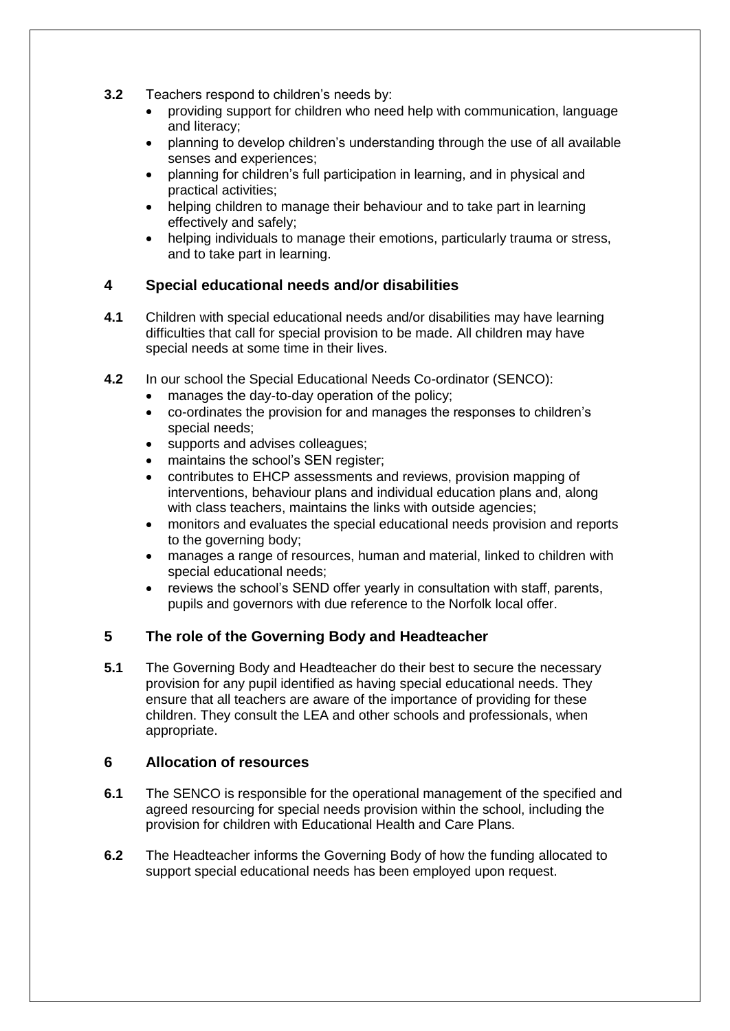**3.2** Teachers respond to children's needs by:

- providing support for children who need help with communication, language and literacy;
- planning to develop children's understanding through the use of all available senses and experiences;
- planning for children's full participation in learning, and in physical and practical activities;
- helping children to manage their behaviour and to take part in learning effectively and safely;
- helping individuals to manage their emotions, particularly trauma or stress, and to take part in learning.

## 4 Special educational needs and/or disabilities

**4.1** Children with special educational needs and/or disabilities may have learning difficulties that call for special provision to be made. All children may have special needs at some time in their lives.

**4.2** In our school the Special Educational Needs Co-ordinator (SENCO):

- manages the day-to-day operation of the policy;
- co-ordinates the provision for and manages the responses to children's special needs;
- supports and advises colleagues;
- maintains the school's SEN register;
- contributes to EHCP assessments and reviews, provision mapping of interventions, behaviour plans and individual education plans and, along with class teachers, maintains the links with outside agencies;
- monitors and evaluates the special educational needs provision and reports to the governing body;
- manages a range of resources, human and material, linked to children with special educational needs;
- reviews the school's SEND offer yearly in consultation with staff, parents, pupils and governors with due reference to the Norfolk local offer.

## 5 The role of the Governing Body and Headteacher

**5.1** The Governing Body and Headteacher do their best to secure the necessary provision for any pupil identified as having special educational needs. They ensure that all teachers are aware of the importance of providing for these children. They consult the LEA and other schools and professionals, when appropriate.

## 6 Allocation of resources

**6.1** The SENCO is responsible for the operational management of the specified and agreed resourcing for special needs provision within the school, including the provision for children with Educational Health and Care Plans.

**6.2** The Headteacher informs the Governing Body of how the funding allocated to support special educational needs has been employed upon request.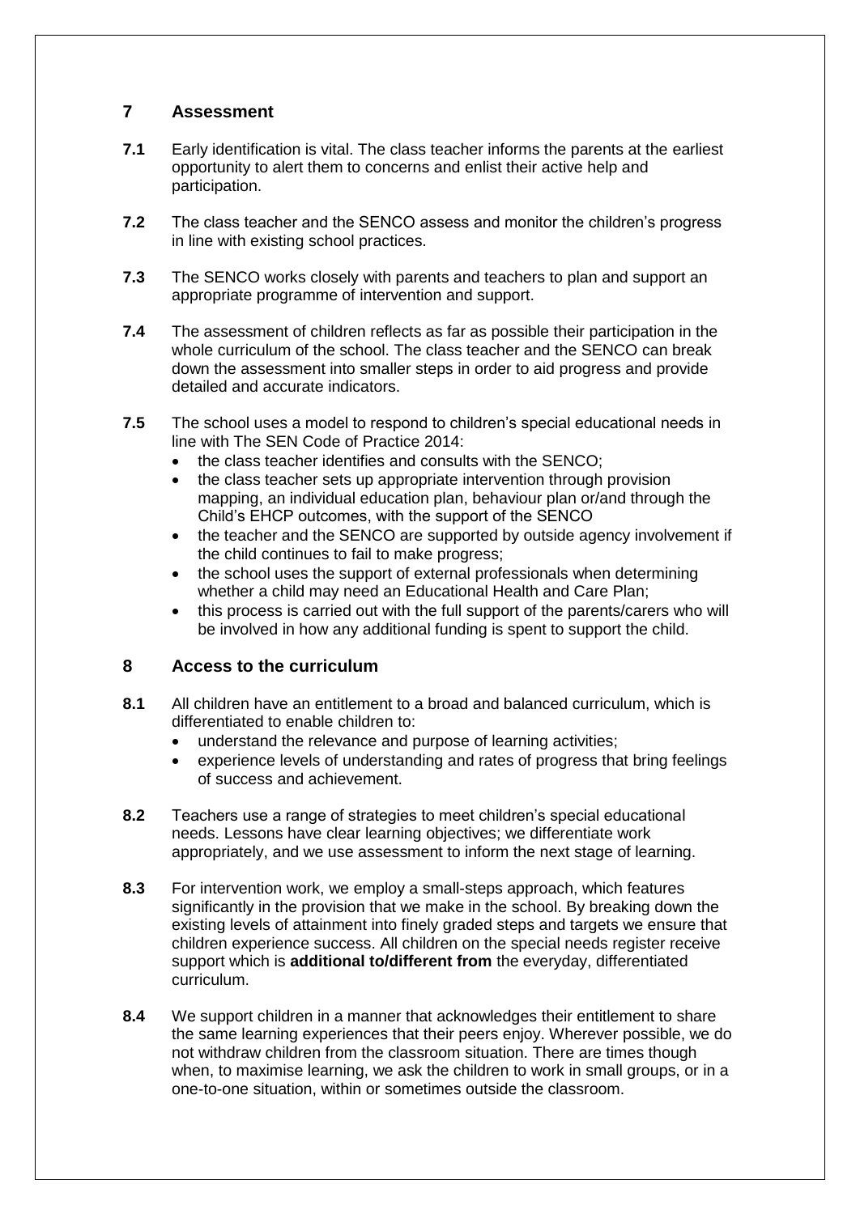## 7 Assessment

**7.1** Early identification is vital. The class teacher informs the parents at the earliest opportunity to alert them to concerns and enlist their active help and participation.

**7.2** The class teacher and the SENCO assess and monitor the children's progress in line with existing school practices.

**7.3** The SENCO works closely with parents and teachers to plan and support an appropriate programme of intervention and support.

**7.4** The assessment of children reflects as far as possible their participation in the whole curriculum of the school. The class teacher and the SENCO can break down the assessment into smaller steps in order to aid progress and provide detailed and accurate indicators.

**7.5** The school uses a model to respond to children's special educational needs in line with The SEN Code of Practice 2014:

- the class teacher identifies and consults with the SENCO;
- the class teacher sets up appropriate intervention through provision mapping, an individual education plan, behaviour plan or/and through the Child's EHCP outcomes, with the support of the SENCO
- the teacher and the SENCO are supported by outside agency involvement if the child continues to fail to make progress;
- the school uses the support of external professionals when determining whether a child may need an Educational Health and Care Plan;
- this process is carried out with the full support of the parents/carers who will be involved in how any additional funding is spent to support the child.

## 8 Access to the curriculum

**8.1** All children have an entitlement to a broad and balanced curriculum, which is differentiated to enable children to:

- understand the relevance and purpose of learning activities;
- experience levels of understanding and rates of progress that bring feelings of success and achievement.

**8.2** Teachers use a range of strategies to meet children's special educational needs. Lessons have clear learning objectives; we differentiate work appropriately, and we use assessment to inform the next stage of learning.

**8.3** For intervention work, we employ a small-steps approach, which features significantly in the provision that we make in the school. By breaking down the existing levels of attainment into finely graded steps and targets we ensure that children experience success. All children on the special needs register receive support which is **additional to/different from** the everyday, differentiated curriculum.

**8.4** We support children in a manner that acknowledges their entitlement to share the same learning experiences that their peers enjoy. Wherever possible, we do not withdraw children from the classroom situation. There are times though when, to maximise learning, we ask the children to work in small groups, or in a one-to-one situation, within or sometimes outside the classroom.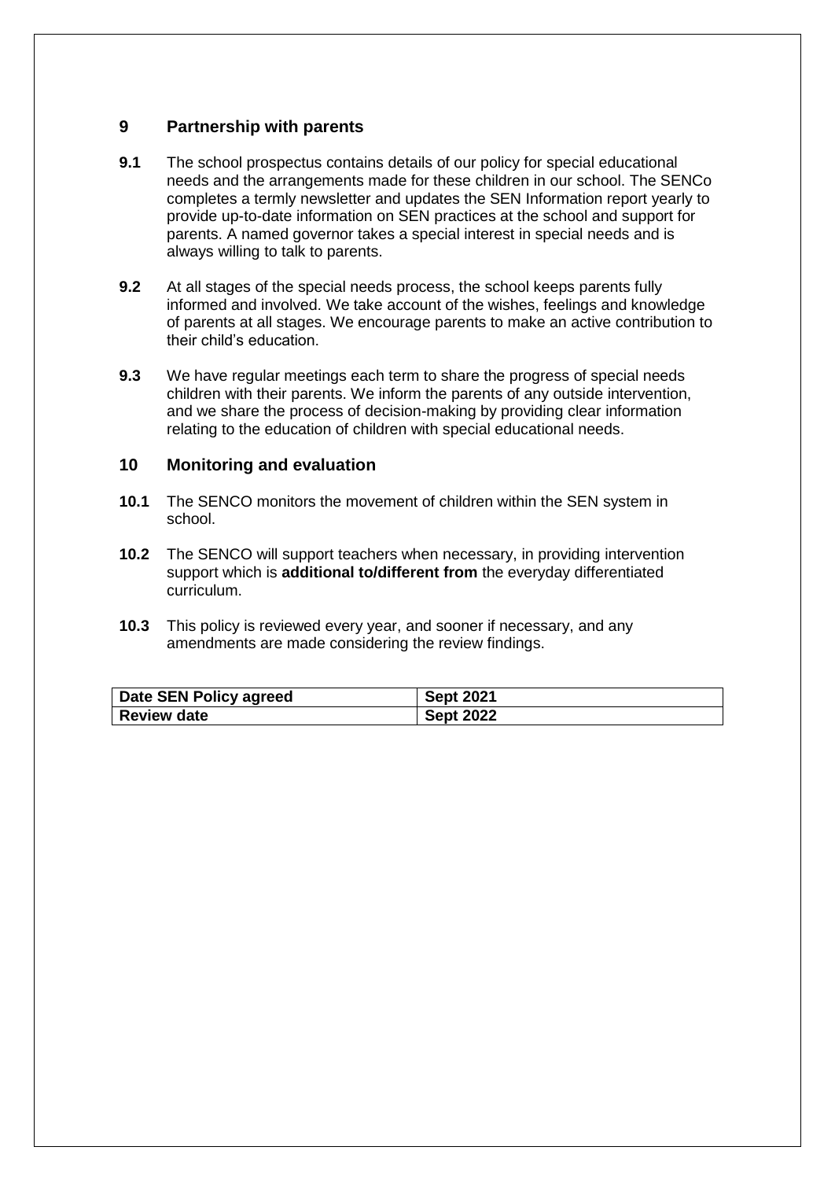## 9 Partnership with parents

**9.1** The school prospectus contains details of our policy for special educational needs and the arrangements made for these children in our school. The SENCo completes a termly newsletter and updates the SEN Information report yearly to provide up-to-date information on SEN practices at the school and support for parents. A named governor takes a special interest in special needs and is always willing to talk to parents.

**9.2** At all stages of the special needs process, the school keeps parents fully informed and involved. We take account of the wishes, feelings and knowledge of parents at all stages. We encourage parents to make an active contribution to their child's education.

**9.3** We have regular meetings each term to share the progress of special needs children with their parents. We inform the parents of any outside intervention, and we share the process of decision-making by providing clear information relating to the education of children with special educational needs.

## 10 Monitoring and evaluation

**10.1** The SENCO monitors the movement of children within the SEN system in school.

**10.2** The SENCO will support teachers when necessary, in providing intervention support which is **additional to/different from** the everyday differentiated curriculum.

**10.3** This policy is reviewed every year, and sooner if necessary, and any amendments are made considering the review findings.

| | |
|---|---|
| **Date SEN Policy agreed** | **Sept 2021** |
| **Review date** | **Sept 2022** |